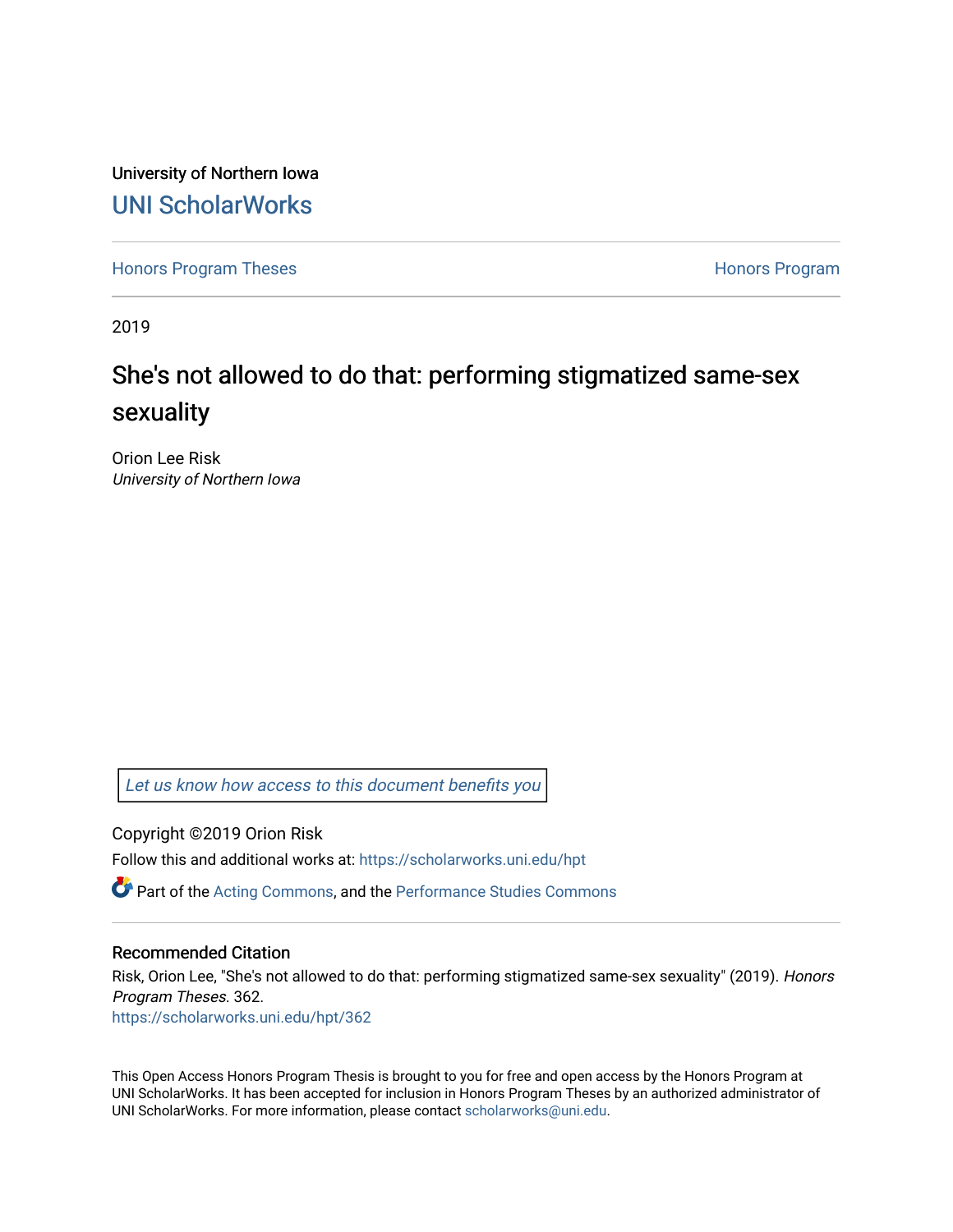University of Northern Iowa

# UNI ScholarWorks

Honors Program Theses | Honors Program

2019

# She's not allowed to do that: performing stigmatized same-sex sexuality

Orion Lee Risk
*University of Northern Iowa*

Let us know how access to this document benefits you

Copyright ©2019 Orion Risk

Follow this and additional works at: https://scholarworks.uni.edu/hpt

Part of the Acting Commons, and the Performance Studies Commons

## Recommended Citation

Risk, Orion Lee, "She's not allowed to do that: performing stigmatized same-sex sexuality" (2019). *Honors Program Theses*. 362.
https://scholarworks.uni.edu/hpt/362

This Open Access Honors Program Thesis is brought to you for free and open access by the Honors Program at UNI ScholarWorks. It has been accepted for inclusion in Honors Program Theses by an authorized administrator of UNI ScholarWorks. For more information, please contact scholarworks@uni.edu.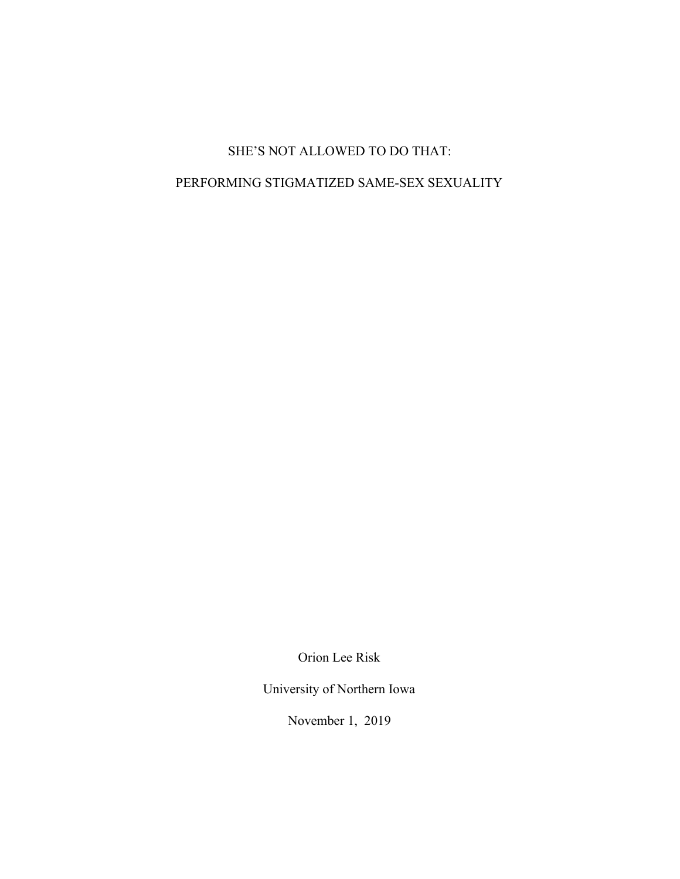# SHE'S NOT ALLOWED TO DO THAT:

# PERFORMING STIGMATIZED SAME-SEX SEXUALITY

Orion Lee Risk

University of Northern Iowa

November 1, 2019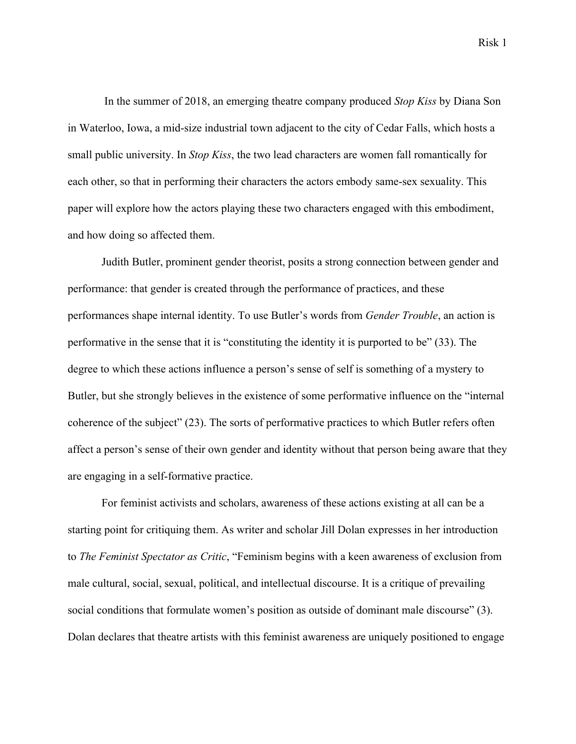In the summer of 2018, an emerging theatre company produced *Stop Kiss* by Diana Son in Waterloo, Iowa, a mid-size industrial town adjacent to the city of Cedar Falls, which hosts a small public university. In *Stop Kiss*, the two lead characters are women fall romantically for each other, so that in performing their characters the actors embody same-sex sexuality. This paper will explore how the actors playing these two characters engaged with this embodiment, and how doing so affected them.

Judith Butler, prominent gender theorist, posits a strong connection between gender and performance: that gender is created through the performance of practices, and these performances shape internal identity. To use Butler's words from *Gender Trouble*, an action is performative in the sense that it is "constituting the identity it is purported to be" (33). The degree to which these actions influence a person's sense of self is something of a mystery to Butler, but she strongly believes in the existence of some performative influence on the "internal coherence of the subject" (23). The sorts of performative practices to which Butler refers often affect a person's sense of their own gender and identity without that person being aware that they are engaging in a self-formative practice.

For feminist activists and scholars, awareness of these actions existing at all can be a starting point for critiquing them. As writer and scholar Jill Dolan expresses in her introduction to *The Feminist Spectator as Critic*, "Feminism begins with a keen awareness of exclusion from male cultural, social, sexual, political, and intellectual discourse. It is a critique of prevailing social conditions that formulate women's position as outside of dominant male discourse" (3). Dolan declares that theatre artists with this feminist awareness are uniquely positioned to engage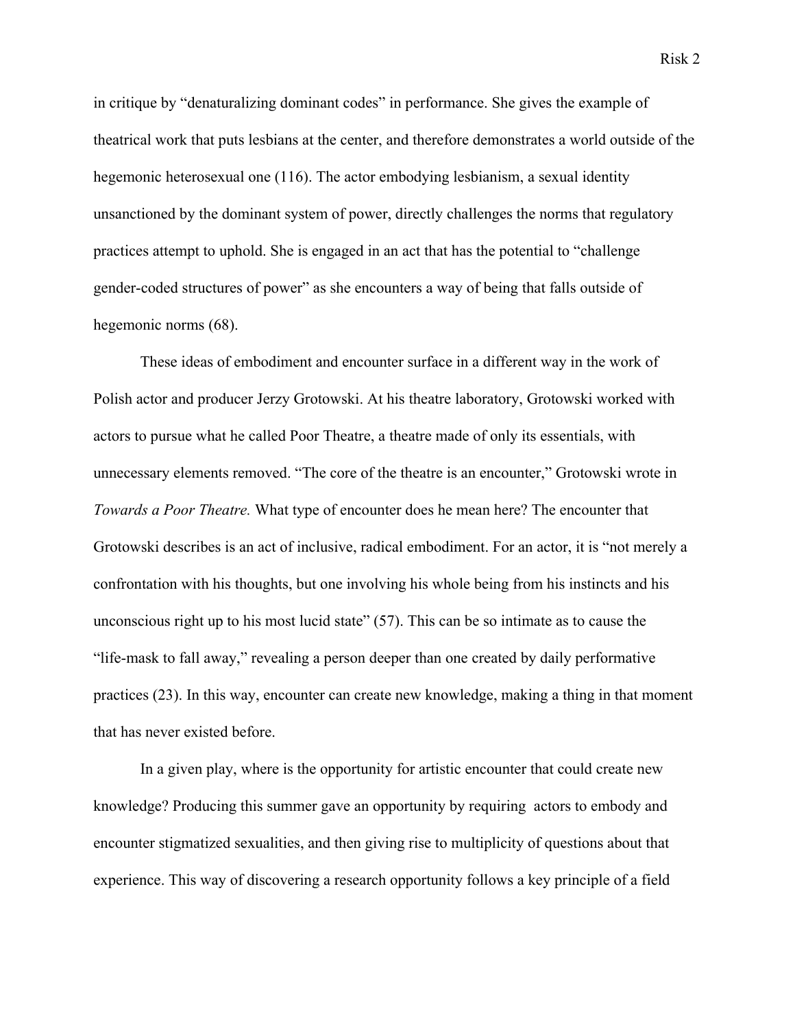in critique by "denaturalizing dominant codes" in performance. She gives the example of theatrical work that puts lesbians at the center, and therefore demonstrates a world outside of the hegemonic heterosexual one (116). The actor embodying lesbianism, a sexual identity unsanctioned by the dominant system of power, directly challenges the norms that regulatory practices attempt to uphold. She is engaged in an act that has the potential to "challenge gender-coded structures of power" as she encounters a way of being that falls outside of hegemonic norms (68).

These ideas of embodiment and encounter surface in a different way in the work of Polish actor and producer Jerzy Grotowski. At his theatre laboratory, Grotowski worked with actors to pursue what he called Poor Theatre, a theatre made of only its essentials, with unnecessary elements removed. "The core of the theatre is an encounter," Grotowski wrote in *Towards a Poor Theatre.* What type of encounter does he mean here? The encounter that Grotowski describes is an act of inclusive, radical embodiment. For an actor, it is "not merely a confrontation with his thoughts, but one involving his whole being from his instincts and his unconscious right up to his most lucid state" (57). This can be so intimate as to cause the "life-mask to fall away," revealing a person deeper than one created by daily performative practices (23). In this way, encounter can create new knowledge, making a thing in that moment that has never existed before.

In a given play, where is the opportunity for artistic encounter that could create new knowledge? Producing this summer gave an opportunity by requiring  actors to embody and encounter stigmatized sexualities, and then giving rise to multiplicity of questions about that experience. This way of discovering a research opportunity follows a key principle of a field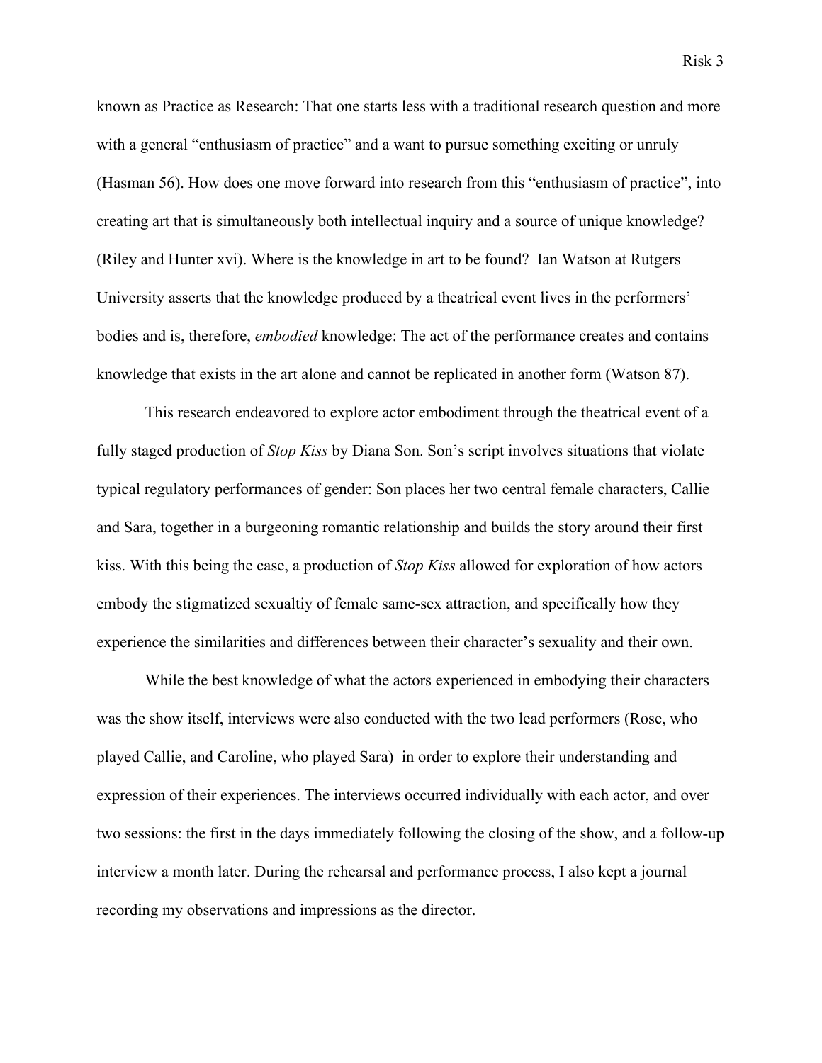known as Practice as Research: That one starts less with a traditional research question and more with a general "enthusiasm of practice" and a want to pursue something exciting or unruly (Hasman 56). How does one move forward into research from this "enthusiasm of practice", into creating art that is simultaneously both intellectual inquiry and a source of unique knowledge? (Riley and Hunter xvi). Where is the knowledge in art to be found? Ian Watson at Rutgers University asserts that the knowledge produced by a theatrical event lives in the performers' bodies and is, therefore, *embodied* knowledge: The act of the performance creates and contains knowledge that exists in the art alone and cannot be replicated in another form (Watson 87).

This research endeavored to explore actor embodiment through the theatrical event of a fully staged production of *Stop Kiss* by Diana Son. Son's script involves situations that violate typical regulatory performances of gender: Son places her two central female characters, Callie and Sara, together in a burgeoning romantic relationship and builds the story around their first kiss. With this being the case, a production of *Stop Kiss* allowed for exploration of how actors embody the stigmatized sexualtiy of female same-sex attraction, and specifically how they experience the similarities and differences between their character's sexuality and their own.

While the best knowledge of what the actors experienced in embodying their characters was the show itself, interviews were also conducted with the two lead performers (Rose, who played Callie, and Caroline, who played Sara) in order to explore their understanding and expression of their experiences. The interviews occurred individually with each actor, and over two sessions: the first in the days immediately following the closing of the show, and a follow-up interview a month later. During the rehearsal and performance process, I also kept a journal recording my observations and impressions as the director.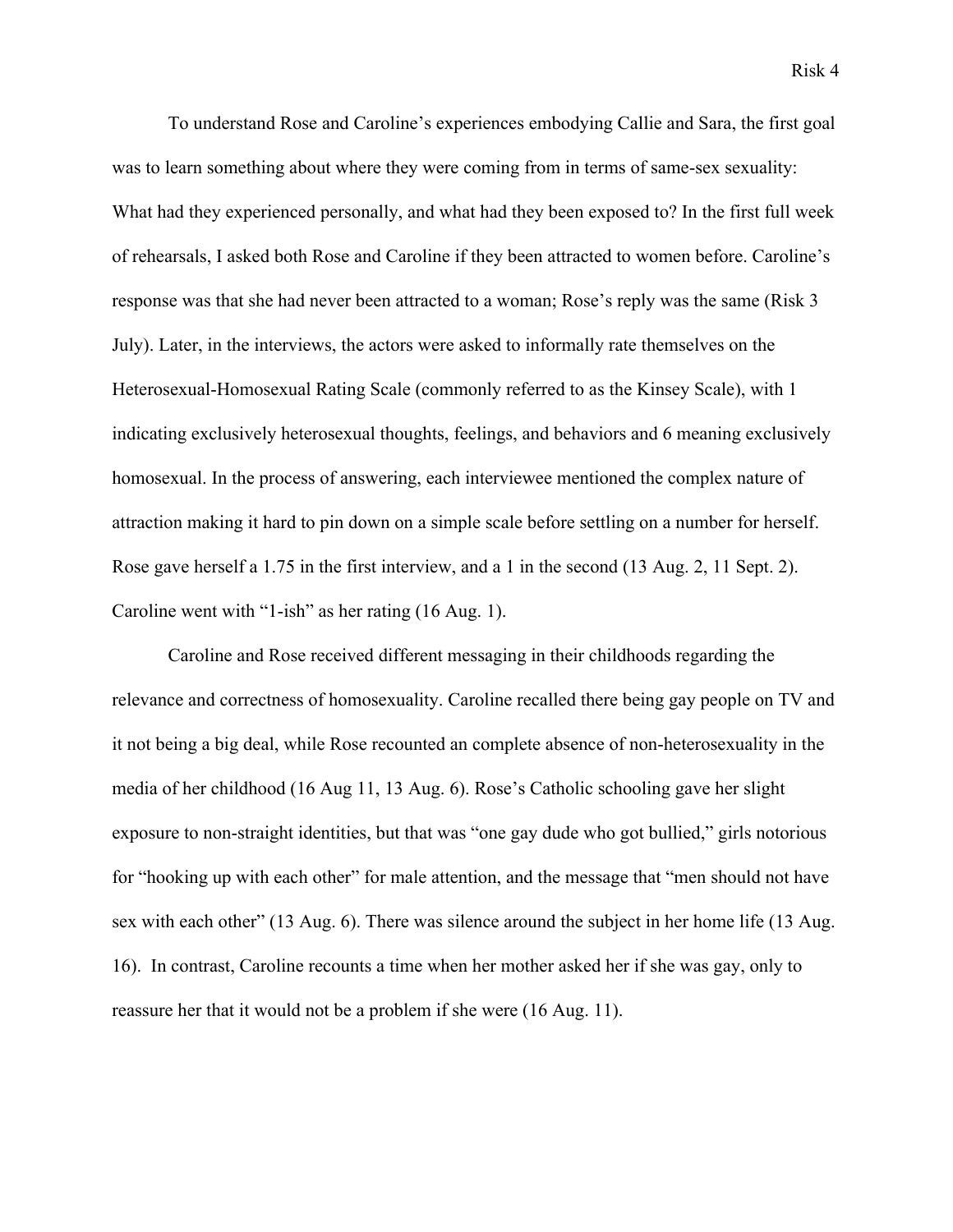To understand Rose and Caroline's experiences embodying Callie and Sara, the first goal was to learn something about where they were coming from in terms of same-sex sexuality: What had they experienced personally, and what had they been exposed to? In the first full week of rehearsals, I asked both Rose and Caroline if they been attracted to women before. Caroline's response was that she had never been attracted to a woman; Rose's reply was the same (Risk 3 July). Later, in the interviews, the actors were asked to informally rate themselves on the Heterosexual-Homosexual Rating Scale (commonly referred to as the Kinsey Scale), with 1 indicating exclusively heterosexual thoughts, feelings, and behaviors and 6 meaning exclusively homosexual. In the process of answering, each interviewee mentioned the complex nature of attraction making it hard to pin down on a simple scale before settling on a number for herself. Rose gave herself a 1.75 in the first interview, and a 1 in the second (13 Aug. 2, 11 Sept. 2). Caroline went with "1-ish" as her rating (16 Aug. 1).

Caroline and Rose received different messaging in their childhoods regarding the relevance and correctness of homosexuality. Caroline recalled there being gay people on TV and it not being a big deal, while Rose recounted an complete absence of non-heterosexuality in the media of her childhood (16 Aug 11, 13 Aug. 6). Rose's Catholic schooling gave her slight exposure to non-straight identities, but that was "one gay dude who got bullied," girls notorious for "hooking up with each other" for male attention, and the message that "men should not have sex with each other" (13 Aug. 6). There was silence around the subject in her home life (13 Aug. 16). In contrast, Caroline recounts a time when her mother asked her if she was gay, only to reassure her that it would not be a problem if she were (16 Aug. 11).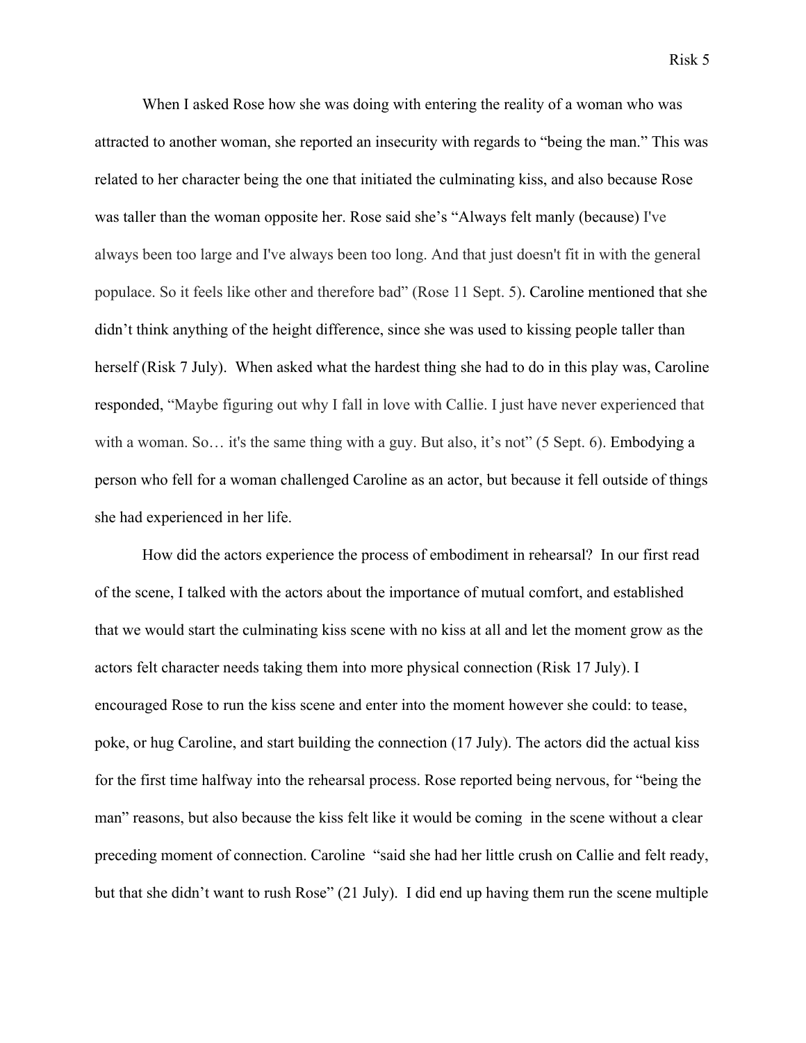When I asked Rose how she was doing with entering the reality of a woman who was attracted to another woman, she reported an insecurity with regards to "being the man." This was related to her character being the one that initiated the culminating kiss, and also because Rose was taller than the woman opposite her. Rose said she's "Always felt manly (because) I've always been too large and I've always been too long. And that just doesn't fit in with the general populace. So it feels like other and therefore bad" (Rose 11 Sept. 5). Caroline mentioned that she didn't think anything of the height difference, since she was used to kissing people taller than herself (Risk 7 July). When asked what the hardest thing she had to do in this play was, Caroline responded, "Maybe figuring out why I fall in love with Callie. I just have never experienced that with a woman. So… it's the same thing with a guy. But also, it's not" (5 Sept. 6). Embodying a person who fell for a woman challenged Caroline as an actor, but because it fell outside of things she had experienced in her life.

How did the actors experience the process of embodiment in rehearsal? In our first read of the scene, I talked with the actors about the importance of mutual comfort, and established that we would start the culminating kiss scene with no kiss at all and let the moment grow as the actors felt character needs taking them into more physical connection (Risk 17 July). I encouraged Rose to run the kiss scene and enter into the moment however she could: to tease, poke, or hug Caroline, and start building the connection (17 July). The actors did the actual kiss for the first time halfway into the rehearsal process. Rose reported being nervous, for "being the man" reasons, but also because the kiss felt like it would be coming in the scene without a clear preceding moment of connection. Caroline "said she had her little crush on Callie and felt ready, but that she didn't want to rush Rose" (21 July). I did end up having them run the scene multiple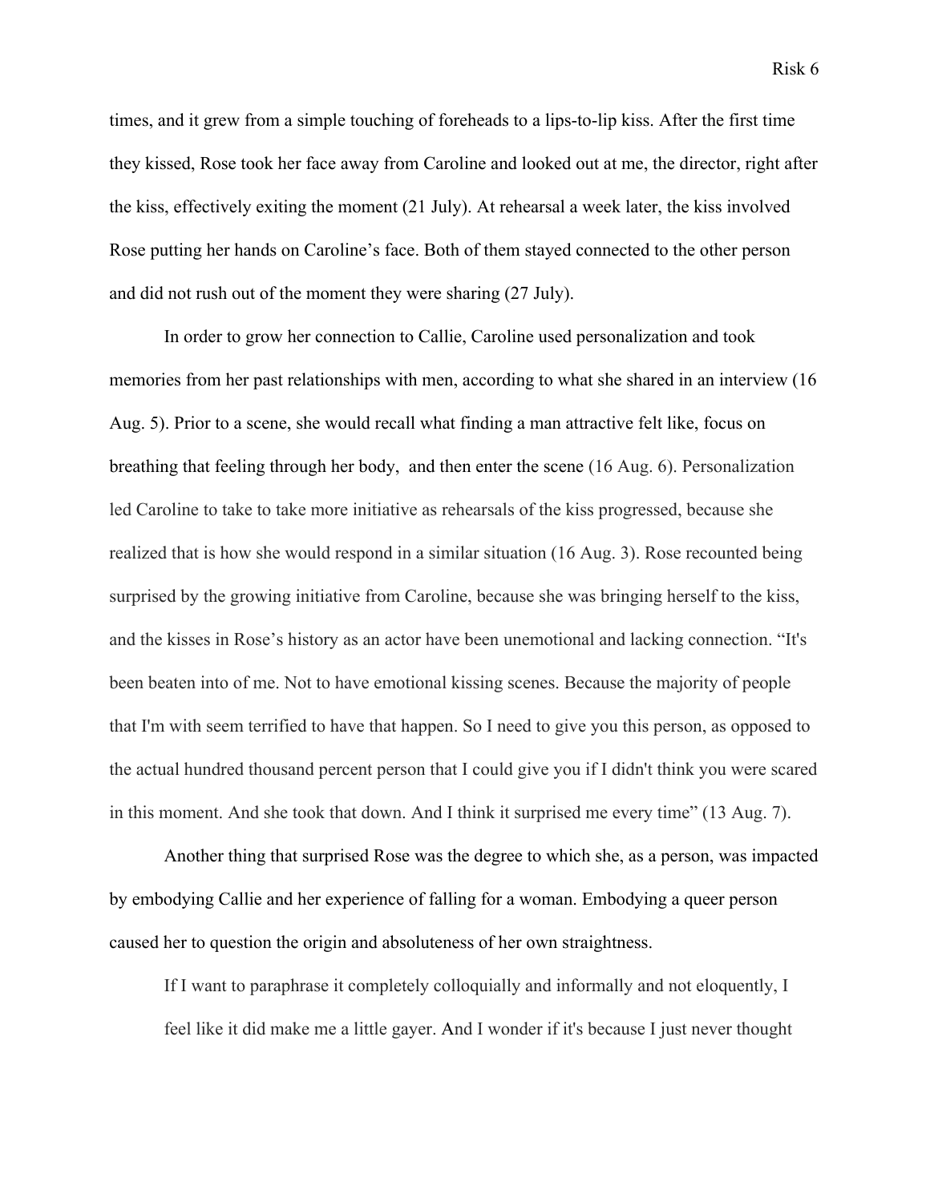times, and it grew from a simple touching of foreheads to a lips-to-lip kiss. After the first time they kissed, Rose took her face away from Caroline and looked out at me, the director, right after the kiss, effectively exiting the moment (21 July). At rehearsal a week later, the kiss involved Rose putting her hands on Caroline's face. Both of them stayed connected to the other person and did not rush out of the moment they were sharing (27 July).

In order to grow her connection to Callie, Caroline used personalization and took memories from her past relationships with men, according to what she shared in an interview (16 Aug. 5). Prior to a scene, she would recall what finding a man attractive felt like, focus on breathing that feeling through her body,  and then enter the scene (16 Aug. 6). Personalization led Caroline to take to take more initiative as rehearsals of the kiss progressed, because she realized that is how she would respond in a similar situation (16 Aug. 3). Rose recounted being surprised by the growing initiative from Caroline, because she was bringing herself to the kiss, and the kisses in Rose's history as an actor have been unemotional and lacking connection. "It's been beaten into of me. Not to have emotional kissing scenes. Because the majority of people that I'm with seem terrified to have that happen. So I need to give you this person, as opposed to the actual hundred thousand percent person that I could give you if I didn't think you were scared in this moment. And she took that down. And I think it surprised me every time" (13 Aug. 7).

Another thing that surprised Rose was the degree to which she, as a person, was impacted by embodying Callie and her experience of falling for a woman. Embodying a queer person caused her to question the origin and absoluteness of her own straightness.

> If I want to paraphrase it completely colloquially and informally and not eloquently, I feel like it did make me a little gayer. And I wonder if it's because I just never thought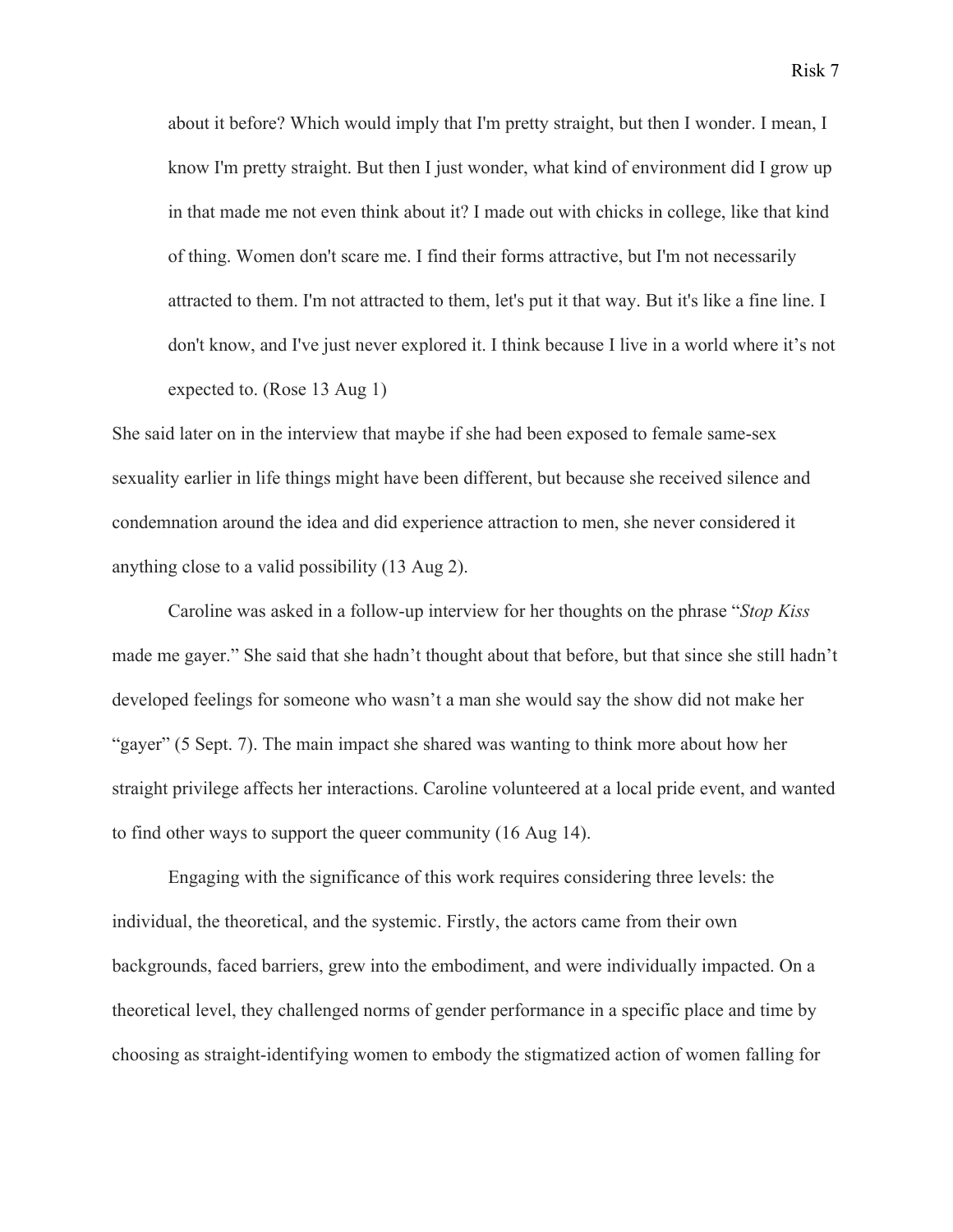> about it before? Which would imply that I'm pretty straight, but then I wonder. I mean, I know I'm pretty straight. But then I just wonder, what kind of environment did I grow up in that made me not even think about it? I made out with chicks in college, like that kind of thing. Women don't scare me. I find their forms attractive, but I'm not necessarily attracted to them. I'm not attracted to them, let's put it that way. But it's like a fine line. I don't know, and I've just never explored it. I think because I live in a world where it's not expected to. (Rose 13 Aug 1)

She said later on in the interview that maybe if she had been exposed to female same-sex sexuality earlier in life things might have been different, but because she received silence and condemnation around the idea and did experience attraction to men, she never considered it anything close to a valid possibility (13 Aug 2).

Caroline was asked in a follow-up interview for her thoughts on the phrase "*Stop Kiss* made me gayer." She said that she hadn't thought about that before, but that since she still hadn't developed feelings for someone who wasn't a man she would say the show did not make her "gayer" (5 Sept. 7). The main impact she shared was wanting to think more about how her straight privilege affects her interactions. Caroline volunteered at a local pride event, and wanted to find other ways to support the queer community (16 Aug 14).

Engaging with the significance of this work requires considering three levels: the individual, the theoretical, and the systemic. Firstly, the actors came from their own backgrounds, faced barriers, grew into the embodiment, and were individually impacted. On a theoretical level, they challenged norms of gender performance in a specific place and time by choosing as straight-identifying women to embody the stigmatized action of women falling for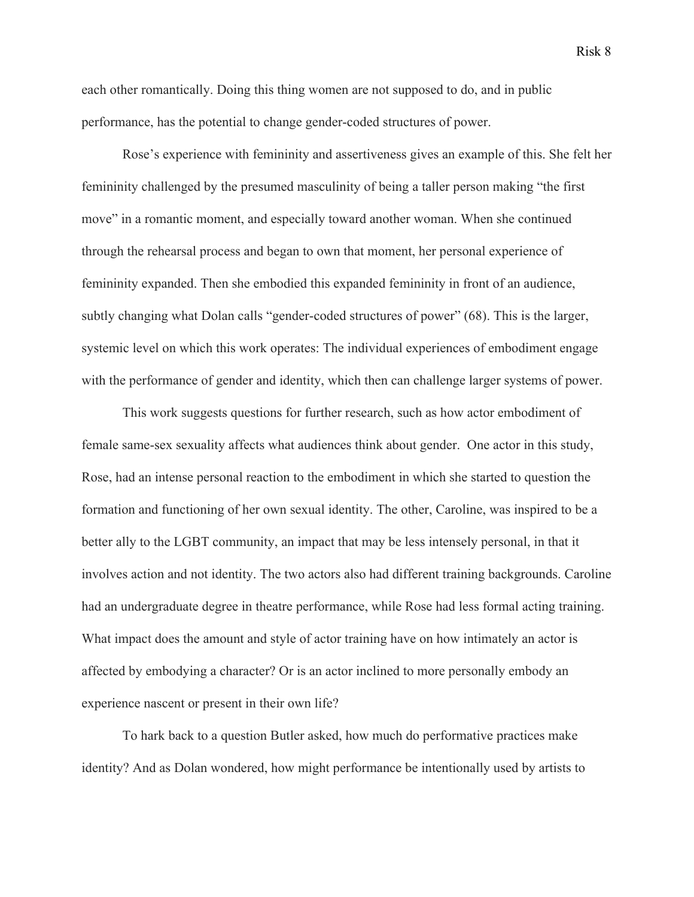each other romantically. Doing this thing women are not supposed to do, and in public performance, has the potential to change gender-coded structures of power.

Rose's experience with femininity and assertiveness gives an example of this. She felt her femininity challenged by the presumed masculinity of being a taller person making "the first move" in a romantic moment, and especially toward another woman. When she continued through the rehearsal process and began to own that moment, her personal experience of femininity expanded. Then she embodied this expanded femininity in front of an audience, subtly changing what Dolan calls "gender-coded structures of power" (68). This is the larger, systemic level on which this work operates: The individual experiences of embodiment engage with the performance of gender and identity, which then can challenge larger systems of power.

This work suggests questions for further research, such as how actor embodiment of female same-sex sexuality affects what audiences think about gender. One actor in this study, Rose, had an intense personal reaction to the embodiment in which she started to question the formation and functioning of her own sexual identity. The other, Caroline, was inspired to be a better ally to the LGBT community, an impact that may be less intensely personal, in that it involves action and not identity. The two actors also had different training backgrounds. Caroline had an undergraduate degree in theatre performance, while Rose had less formal acting training. What impact does the amount and style of actor training have on how intimately an actor is affected by embodying a character? Or is an actor inclined to more personally embody an experience nascent or present in their own life?

To hark back to a question Butler asked, how much do performative practices make identity? And as Dolan wondered, how might performance be intentionally used by artists to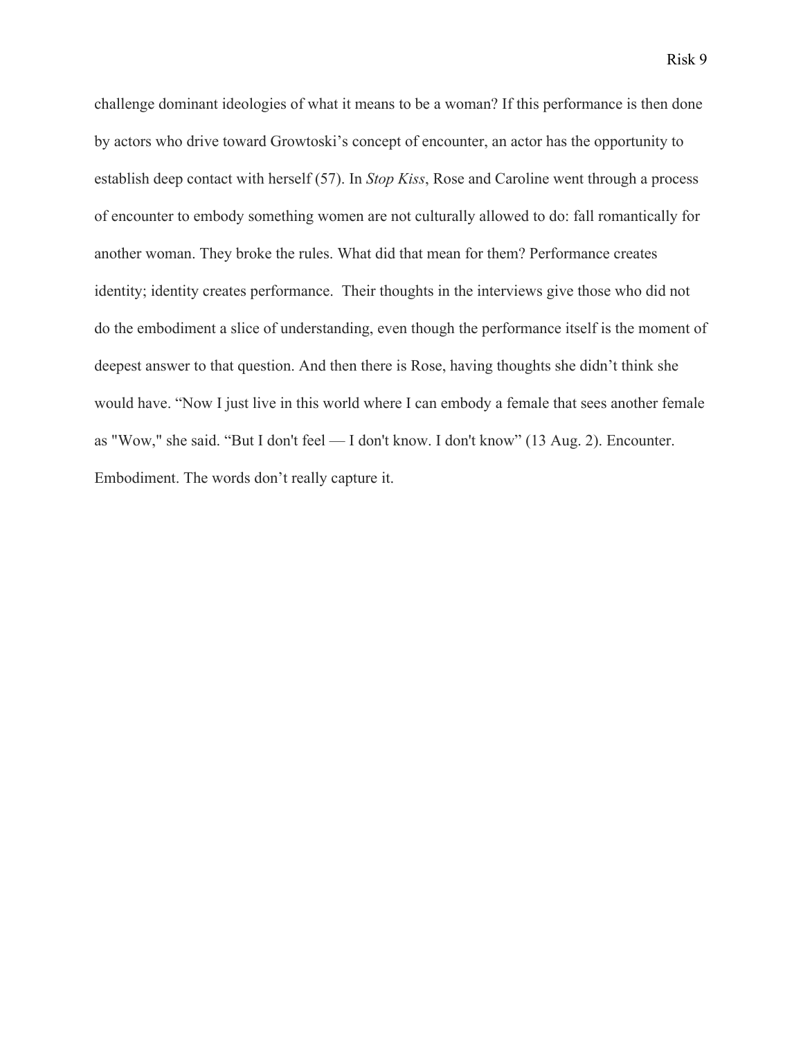challenge dominant ideologies of what it means to be a woman? If this performance is then done by actors who drive toward Growtoski's concept of encounter, an actor has the opportunity to establish deep contact with herself (57). In *Stop Kiss*, Rose and Caroline went through a process of encounter to embody something women are not culturally allowed to do: fall romantically for another woman. They broke the rules. What did that mean for them? Performance creates identity; identity creates performance.  Their thoughts in the interviews give those who did not do the embodiment a slice of understanding, even though the performance itself is the moment of deepest answer to that question. And then there is Rose, having thoughts she didn't think she would have. "Now I just live in this world where I can embody a female that sees another female as "Wow," she said. "But I don't feel — I don't know. I don't know" (13 Aug. 2). Encounter. Embodiment. The words don't really capture it.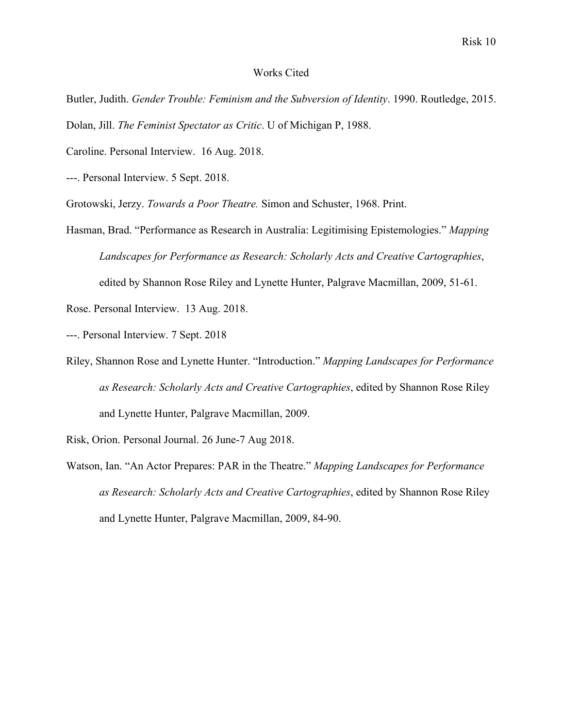# Works Cited

Butler, Judith. *Gender Trouble: Feminism and the Subversion of Identity*. 1990. Routledge, 2015.

Dolan, Jill. *The Feminist Spectator as Critic*. U of Michigan P, 1988.

Caroline. Personal Interview. 16 Aug. 2018.

---. Personal Interview. 5 Sept. 2018.

Grotowski, Jerzy. *Towards a Poor Theatre.* Simon and Schuster, 1968. Print.

Hasman, Brad. "Performance as Research in Australia: Legitimising Epistemologies." *Mapping Landscapes for Performance as Research: Scholarly Acts and Creative Cartographies*, edited by Shannon Rose Riley and Lynette Hunter, Palgrave Macmillan, 2009, 51-61.

Rose. Personal Interview. 13 Aug. 2018.

---. Personal Interview. 7 Sept. 2018

Riley, Shannon Rose and Lynette Hunter. "Introduction." *Mapping Landscapes for Performance as Research: Scholarly Acts and Creative Cartographies*, edited by Shannon Rose Riley and Lynette Hunter, Palgrave Macmillan, 2009.

Risk, Orion. Personal Journal. 26 June-7 Aug 2018.

Watson, Ian. "An Actor Prepares: PAR in the Theatre." *Mapping Landscapes for Performance as Research: Scholarly Acts and Creative Cartographies*, edited by Shannon Rose Riley and Lynette Hunter, Palgrave Macmillan, 2009, 84-90.